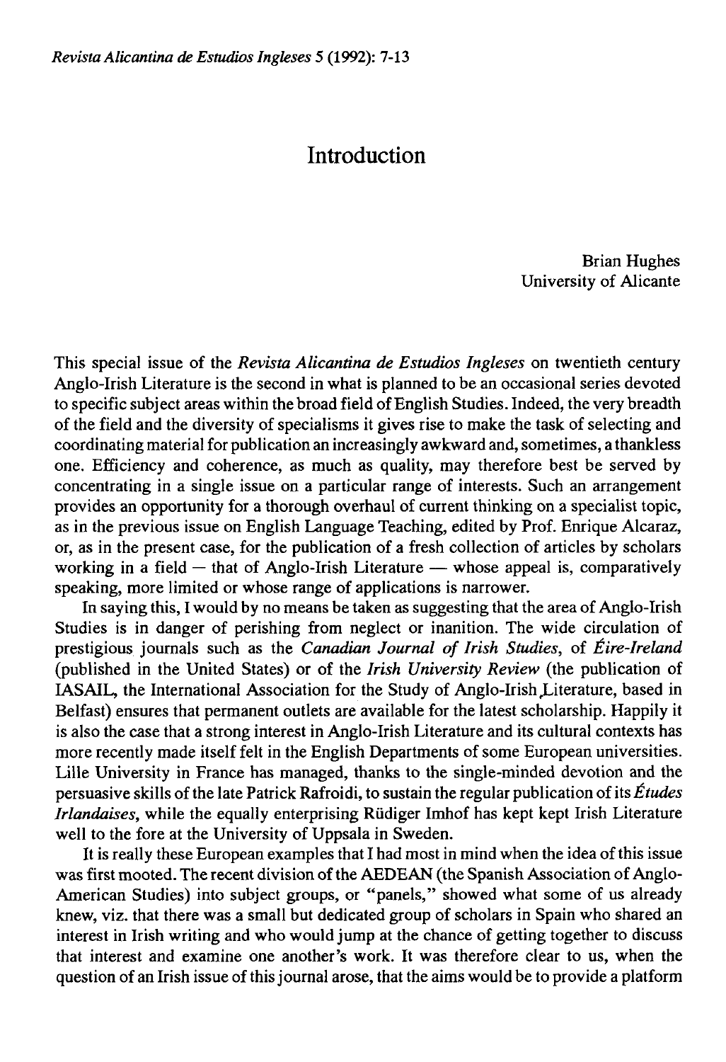# Introduction

Brian Hughes
University of Alicante

This special issue of the *Revista Alicantina de Estudios Ingleses* on twentieth century Anglo-Irish Literature is the second in what is planned to be an occasional series devoted to specific subject areas within the broad field of English Studies. Indeed, the very breadth of the field and the diversity of specialisms it gives rise to make the task of selecting and coordinating material for publication an increasingly awkward and, sometimes, a thankless one. Efficiency and coherence, as much as quality, may therefore best be served by concentrating in a single issue on a particular range of interests. Such an arrangement provides an opportunity for a thorough overhaul of current thinking on a specialist topic, as in the previous issue on English Language Teaching, edited by Prof. Enrique Alcaraz, or, as in the present case, for the publication of a fresh collection of articles by scholars working in a field — that of Anglo-Irish Literature — whose appeal is, comparatively speaking, more limited or whose range of applications is narrower.

In saying this, I would by no means be taken as suggesting that the area of Anglo-Irish Studies is in danger of perishing from neglect or inanition. The wide circulation of prestigious journals such as the *Canadian Journal of Irish Studies*, of *Éire-Ireland* (published in the United States) or of the *Irish University Review* (the publication of IASAIL, the International Association for the Study of Anglo-Irish Literature, based in Belfast) ensures that permanent outlets are available for the latest scholarship. Happily it is also the case that a strong interest in Anglo-Irish Literature and its cultural contexts has more recently made itself felt in the English Departments of some European universities. Lille University in France has managed, thanks to the single-minded devotion and the persuasive skills of the late Patrick Rafroidi, to sustain the regular publication of its *Études Irlandaises*, while the equally enterprising Rüdiger Imhof has kept kept Irish Literature well to the fore at the University of Uppsala in Sweden.

It is really these European examples that I had most in mind when the idea of this issue was first mooted. The recent division of the AEDEAN (the Spanish Association of Anglo-American Studies) into subject groups, or "panels," showed what some of us already knew, viz. that there was a small but dedicated group of scholars in Spain who shared an interest in Irish writing and who would jump at the chance of getting together to discuss that interest and examine one another's work. It was therefore clear to us, when the question of an Irish issue of this journal arose, that the aims would be to provide a platform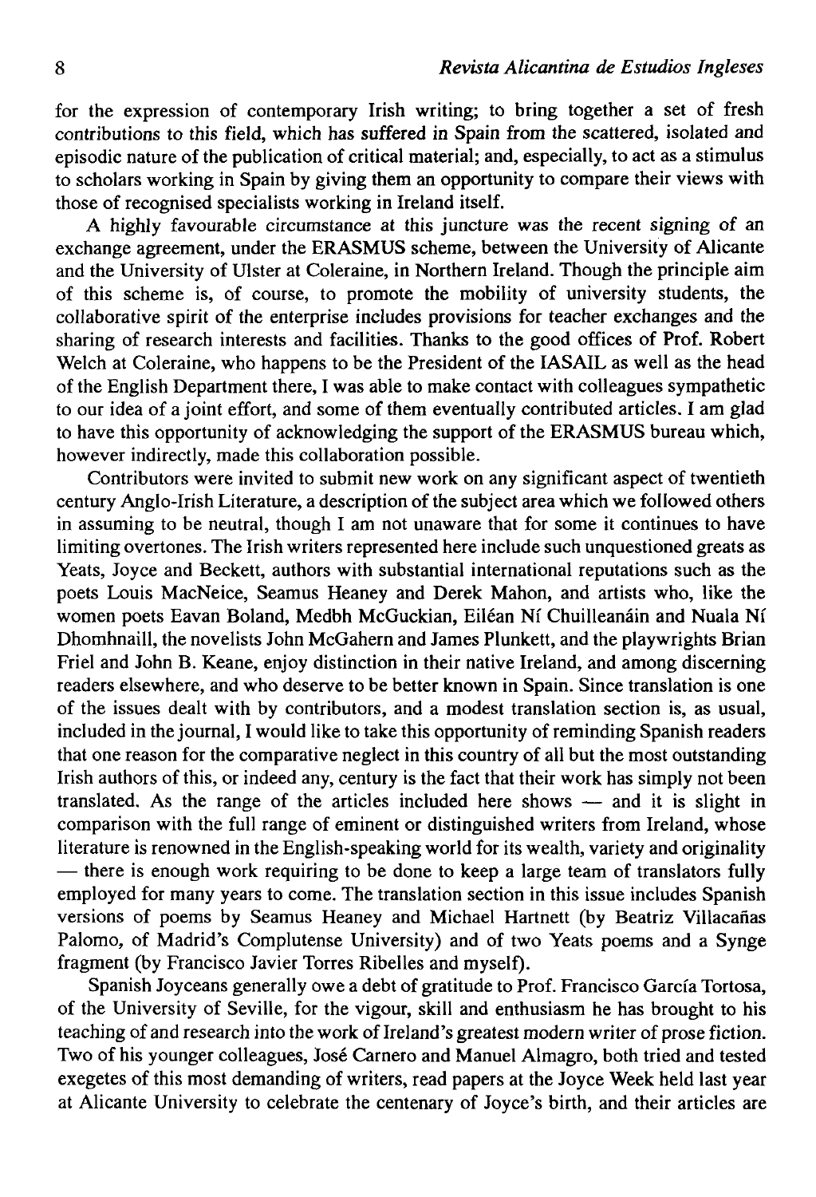for the expression of contemporary Irish writing; to bring together a set of fresh contributions to this field, which has suffered in Spain from the scattered, isolated and episodic nature of the publication of critical material; and, especially, to act as a stimulus to scholars working in Spain by giving them an opportunity to compare their views with those of recognised specialists working in Ireland itself.

A highly favourable circumstance at this juncture was the recent signing of an exchange agreement, under the ERASMUS scheme, between the University of Alicante and the University of Ulster at Coleraine, in Northern Ireland. Though the principle aim of this scheme is, of course, to promote the mobility of university students, the collaborative spirit of the enterprise includes provisions for teacher exchanges and the sharing of research interests and facilities. Thanks to the good offices of Prof. Robert Welch at Coleraine, who happens to be the President of the IASAIL as well as the head of the English Department there, I was able to make contact with colleagues sympathetic to our idea of a joint effort, and some of them eventually contributed articles. I am glad to have this opportunity of acknowledging the support of the ERASMUS bureau which, however indirectly, made this collaboration possible.

Contributors were invited to submit new work on any significant aspect of twentieth century Anglo-Irish Literature, a description of the subject area which we followed others in assuming to be neutral, though I am not unaware that for some it continues to have limiting overtones. The Irish writers represented here include such unquestioned greats as Yeats, Joyce and Beckett, authors with substantial international reputations such as the poets Louis MacNeice, Seamus Heaney and Derek Mahon, and artists who, like the women poets Eavan Boland, Medbh McGuckian, Eiléan Ní Chuilleanáin and Nuala Ní Dhomhnaill, the novelists John McGahern and James Plunkett, and the playwrights Brian Friel and John B. Keane, enjoy distinction in their native Ireland, and among discerning readers elsewhere, and who deserve to be better known in Spain. Since translation is one of the issues dealt with by contributors, and a modest translation section is, as usual, included in the journal, I would like to take this opportunity of reminding Spanish readers that one reason for the comparative neglect in this country of all but the most outstanding Irish authors of this, or indeed any, century is the fact that their work has simply not been translated. As the range of the articles included here shows — and it is slight in comparison with the full range of eminent or distinguished writers from Ireland, whose literature is renowned in the English-speaking world for its wealth, variety and originality — there is enough work requiring to be done to keep a large team of translators fully employed for many years to come. The translation section in this issue includes Spanish versions of poems by Seamus Heaney and Michael Hartnett (by Beatriz Villacañas Palomo, of Madrid's Complutense University) and of two Yeats poems and a Synge fragment (by Francisco Javier Torres Ribelles and myself).

Spanish Joyceans generally owe a debt of gratitude to Prof. Francisco García Tortosa, of the University of Seville, for the vigour, skill and enthusiasm he has brought to his teaching of and research into the work of Ireland's greatest modern writer of prose fiction. Two of his younger colleagues, José Carnero and Manuel Almagro, both tried and tested exegetes of this most demanding of writers, read papers at the Joyce Week held last year at Alicante University to celebrate the centenary of Joyce's birth, and their articles are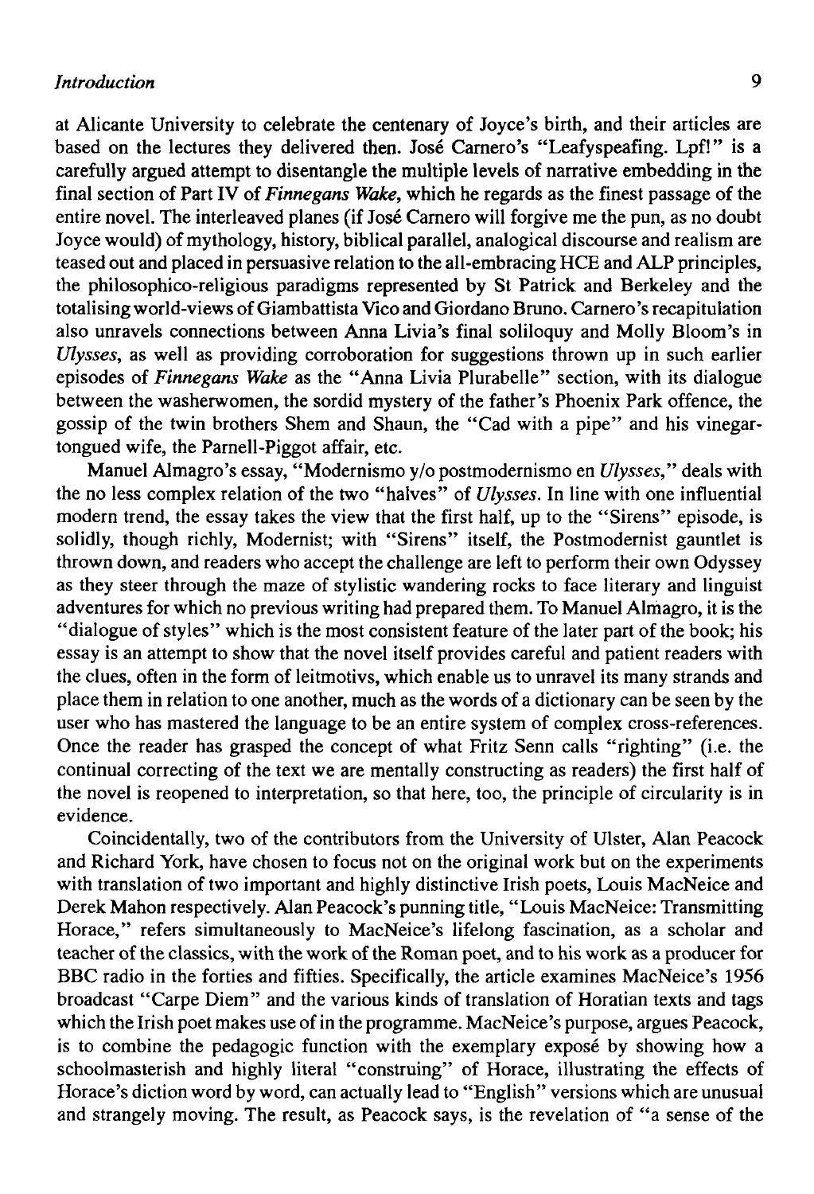at Alicante University to celebrate the centenary of Joyce's birth, and their articles are based on the lectures they delivered then. José Carnero's "Leafyspeafing. Lpf!" is a carefully argued attempt to disentangle the multiple levels of narrative embedding in the final section of Part IV of *Finnegans Wake*, which he regards as the finest passage of the entire novel. The interleaved planes (if José Carnero will forgive me the pun, as no doubt Joyce would) of mythology, history, biblical parallel, analogical discourse and realism are teased out and placed in persuasive relation to the all-embracing HCE and ALP principles, the philosophico-religious paradigms represented by St Patrick and Berkeley and the totalising world-views of Giambattista Vico and Giordano Bruno. Carnero's recapitulation also unravels connections between Anna Livia's final soliloquy and Molly Bloom's in *Ulysses*, as well as providing corroboration for suggestions thrown up in such earlier episodes of *Finnegans Wake* as the "Anna Livia Plurabelle" section, with its dialogue between the washerwomen, the sordid mystery of the father's Phoenix Park offence, the gossip of the twin brothers Shem and Shaun, the "Cad with a pipe" and his vinegar-tongued wife, the Parnell-Piggot affair, etc.

Manuel Almagro's essay, "Modernismo y/o postmodernismo en *Ulysses*," deals with the no less complex relation of the two "halves" of *Ulysses*. In line with one influential modern trend, the essay takes the view that the first half, up to the "Sirens" episode, is solidly, though richly, Modernist; with "Sirens" itself, the Postmodernist gauntlet is thrown down, and readers who accept the challenge are left to perform their own Odyssey as they steer through the maze of stylistic wandering rocks to face literary and linguist adventures for which no previous writing had prepared them. To Manuel Almagro, it is the "dialogue of styles" which is the most consistent feature of the later part of the book; his essay is an attempt to show that the novel itself provides careful and patient readers with the clues, often in the form of leitmotivs, which enable us to unravel its many strands and place them in relation to one another, much as the words of a dictionary can be seen by the user who has mastered the language to be an entire system of complex cross-references. Once the reader has grasped the concept of what Fritz Senn calls "righting" (i.e. the continual correcting of the text we are mentally constructing as readers) the first half of the novel is reopened to interpretation, so that here, too, the principle of circularity is in evidence.

Coincidentally, two of the contributors from the University of Ulster, Alan Peacock and Richard York, have chosen to focus not on the original work but on the experiments with translation of two important and highly distinctive Irish poets, Louis MacNeice and Derek Mahon respectively. Alan Peacock's punning title, "Louis MacNeice: Transmitting Horace," refers simultaneously to MacNeice's lifelong fascination, as a scholar and teacher of the classics, with the work of the Roman poet, and to his work as a producer for BBC radio in the forties and fifties. Specifically, the article examines MacNeice's 1956 broadcast "Carpe Diem" and the various kinds of translation of Horatian texts and tags which the Irish poet makes use of in the programme. MacNeice's purpose, argues Peacock, is to combine the pedagogic function with the exemplary exposé by showing how a schoolmasterish and highly literal "construing" of Horace, illustrating the effects of Horace's diction word by word, can actually lead to "English" versions which are unusual and strangely moving. The result, as Peacock says, is the revelation of "a sense of the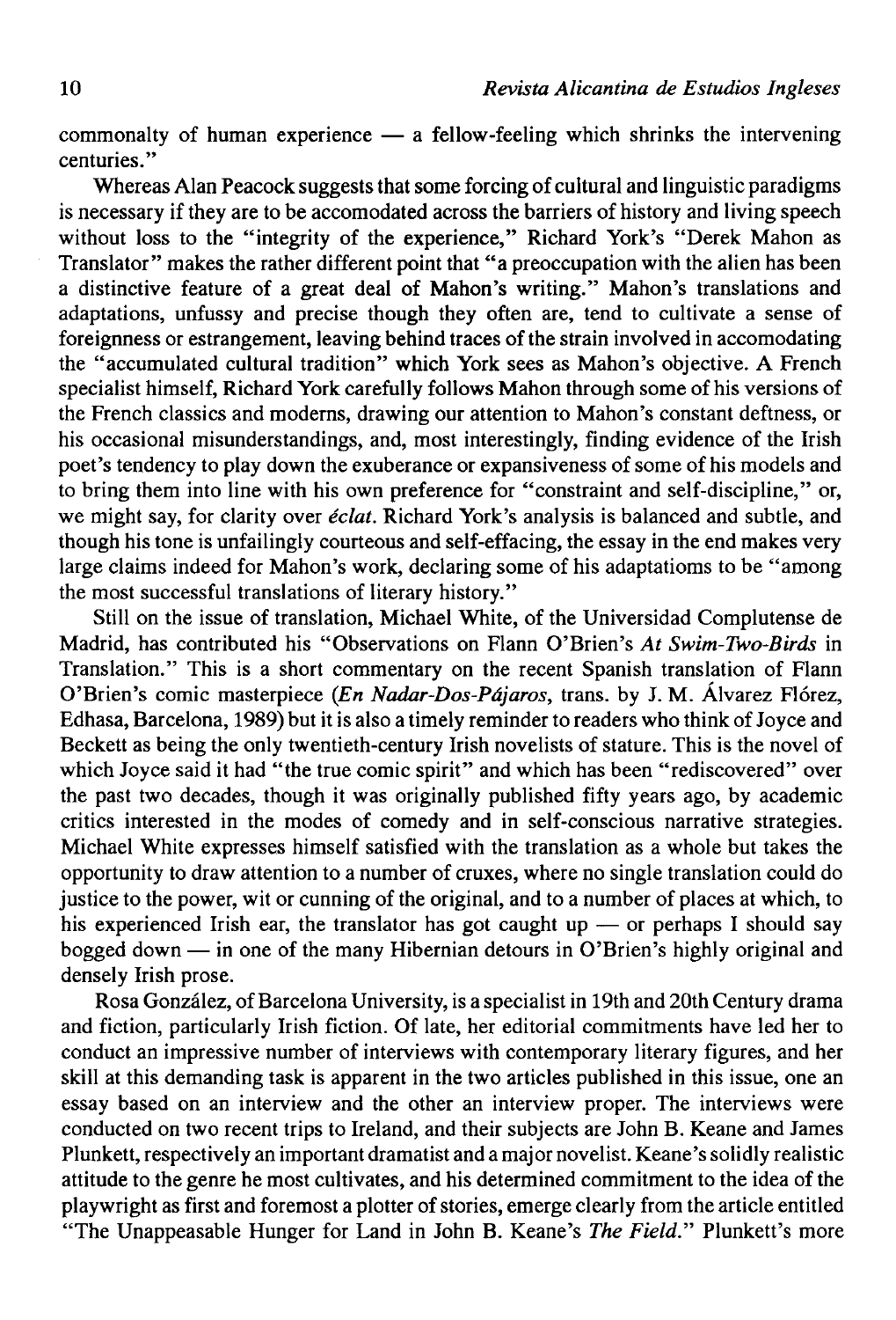commonalty of human experience — a fellow-feeling which shrinks the intervening centuries."

Whereas Alan Peacock suggests that some forcing of cultural and linguistic paradigms is necessary if they are to be accomodated across the barriers of history and living speech without loss to the "integrity of the experience," Richard York's "Derek Mahon as Translator" makes the rather different point that "a preoccupation with the alien has been a distinctive feature of a great deal of Mahon's writing." Mahon's translations and adaptations, unfussy and precise though they often are, tend to cultivate a sense of foreignness or estrangement, leaving behind traces of the strain involved in accomodating the "accumulated cultural tradition" which York sees as Mahon's objective. A French specialist himself, Richard York carefully follows Mahon through some of his versions of the French classics and moderns, drawing our attention to Mahon's constant deftness, or his occasional misunderstandings, and, most interestingly, finding evidence of the Irish poet's tendency to play down the exuberance or expansiveness of some of his models and to bring them into line with his own preference for "constraint and self-discipline," or, we might say, for clarity over *éclat*. Richard York's analysis is balanced and subtle, and though his tone is unfailingly courteous and self-effacing, the essay in the end makes very large claims indeed for Mahon's work, declaring some of his adaptatioms to be "among the most successful translations of literary history."

Still on the issue of translation, Michael White, of the Universidad Complutense de Madrid, has contributed his "Observations on Flann O'Brien's *At Swim-Two-Birds* in Translation." This is a short commentary on the recent Spanish translation of Flann O'Brien's comic masterpiece (*En Nadar-Dos-Pájaros*, trans. by J. M. Álvarez Flórez, Edhasa, Barcelona, 1989) but it is also a timely reminder to readers who think of Joyce and Beckett as being the only twentieth-century Irish novelists of stature. This is the novel of which Joyce said it had "the true comic spirit" and which has been "rediscovered" over the past two decades, though it was originally published fifty years ago, by academic critics interested in the modes of comedy and in self-conscious narrative strategies. Michael White expresses himself satisfied with the translation as a whole but takes the opportunity to draw attention to a number of cruxes, where no single translation could do justice to the power, wit or cunning of the original, and to a number of places at which, to his experienced Irish ear, the translator has got caught up — or perhaps I should say bogged down — in one of the many Hibernian detours in O'Brien's highly original and densely Irish prose.

Rosa González, of Barcelona University, is a specialist in 19th and 20th Century drama and fiction, particularly Irish fiction. Of late, her editorial commitments have led her to conduct an impressive number of interviews with contemporary literary figures, and her skill at this demanding task is apparent in the two articles published in this issue, one an essay based on an interview and the other an interview proper. The interviews were conducted on two recent trips to Ireland, and their subjects are John B. Keane and James Plunkett, respectively an important dramatist and a major novelist. Keane's solidly realistic attitude to the genre he most cultivates, and his determined commitment to the idea of the playwright as first and foremost a plotter of stories, emerge clearly from the article entitled "The Unappeasable Hunger for Land in John B. Keane's *The Field*." Plunkett's more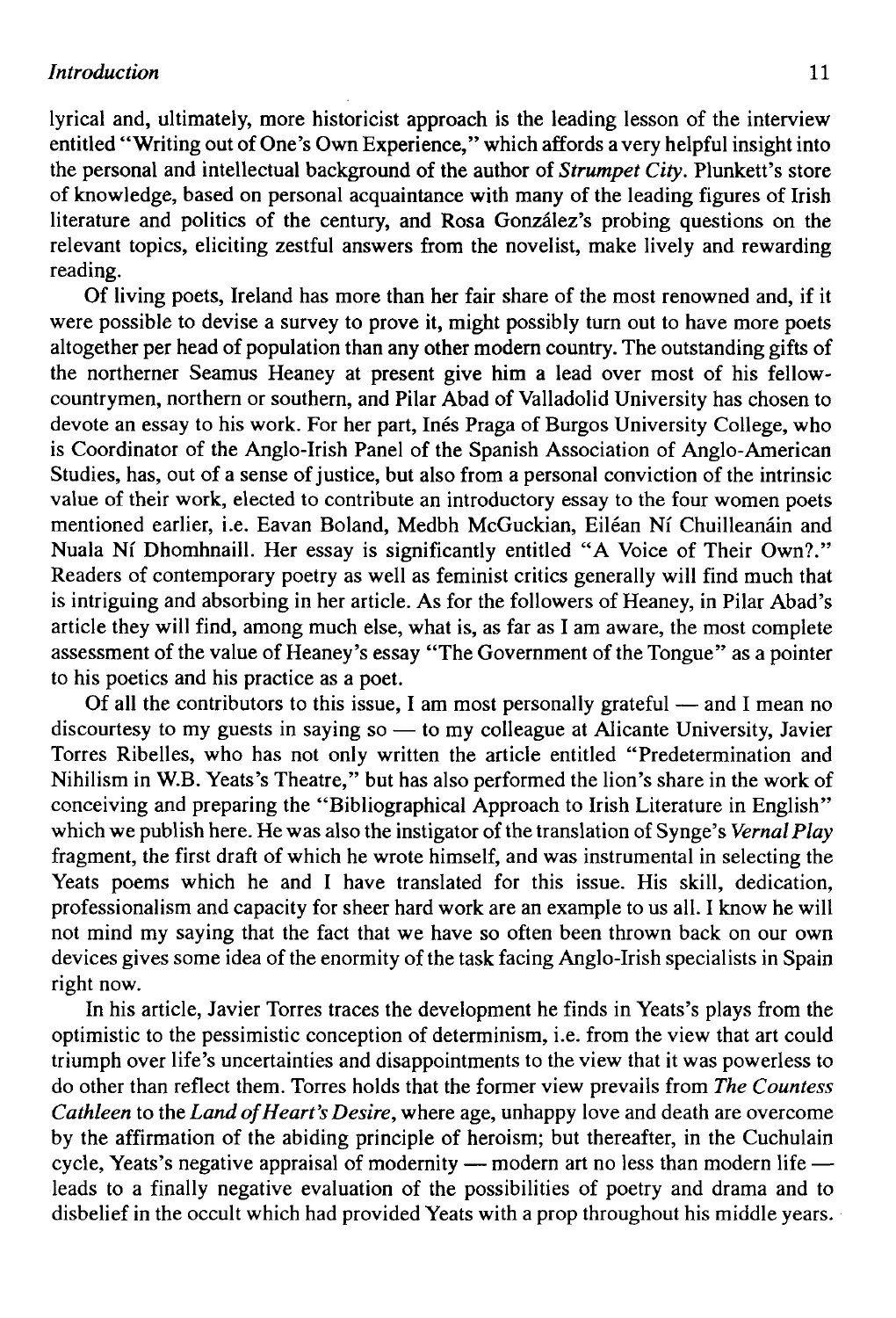lyrical and, ultimately, more historicist approach is the leading lesson of the interview entitled "Writing out of One's Own Experience," which affords a very helpful insight into the personal and intellectual background of the author of *Strumpet City*. Plunkett's store of knowledge, based on personal acquaintance with many of the leading figures of Irish literature and politics of the century, and Rosa González's probing questions on the relevant topics, eliciting zestful answers from the novelist, make lively and rewarding reading.

Of living poets, Ireland has more than her fair share of the most renowned and, if it were possible to devise a survey to prove it, might possibly turn out to have more poets altogether per head of population than any other modern country. The outstanding gifts of the northerner Seamus Heaney at present give him a lead over most of his fellow-countrymen, northern or southern, and Pilar Abad of Valladolid University has chosen to devote an essay to his work. For her part, Inés Praga of Burgos University College, who is Coordinator of the Anglo-Irish Panel of the Spanish Association of Anglo-American Studies, has, out of a sense of justice, but also from a personal conviction of the intrinsic value of their work, elected to contribute an introductory essay to the four women poets mentioned earlier, i.e. Eavan Boland, Medbh McGuckian, Eiléan Ní Chuilleanáin and Nuala Ní Dhomhnaill. Her essay is significantly entitled "A Voice of Their Own?." Readers of contemporary poetry as well as feminist critics generally will find much that is intriguing and absorbing in her article. As for the followers of Heaney, in Pilar Abad's article they will find, among much else, what is, as far as I am aware, the most complete assessment of the value of Heaney's essay "The Government of the Tongue" as a pointer to his poetics and his practice as a poet.

Of all the contributors to this issue, I am most personally grateful — and I mean no discourtesy to my guests in saying so — to my colleague at Alicante University, Javier Torres Ribelles, who has not only written the article entitled "Predetermination and Nihilism in W.B. Yeats's Theatre," but has also performed the lion's share in the work of conceiving and preparing the "Bibliographical Approach to Irish Literature in English" which we publish here. He was also the instigator of the translation of Synge's *Vernal Play* fragment, the first draft of which he wrote himself, and was instrumental in selecting the Yeats poems which he and I have translated for this issue. His skill, dedication, professionalism and capacity for sheer hard work are an example to us all. I know he will not mind my saying that the fact that we have so often been thrown back on our own devices gives some idea of the enormity of the task facing Anglo-Irish specialists in Spain right now.

In his article, Javier Torres traces the development he finds in Yeats's plays from the optimistic to the pessimistic conception of determinism, i.e. from the view that art could triumph over life's uncertainties and disappointments to the view that it was powerless to do other than reflect them. Torres holds that the former view prevails from *The Countess Cathleen* to the *Land of Heart's Desire*, where age, unhappy love and death are overcome by the affirmation of the abiding principle of heroism; but thereafter, in the Cuchulain cycle, Yeats's negative appraisal of modernity — modern art no less than modern life — leads to a finally negative evaluation of the possibilities of poetry and drama and to disbelief in the occult which had provided Yeats with a prop throughout his middle years.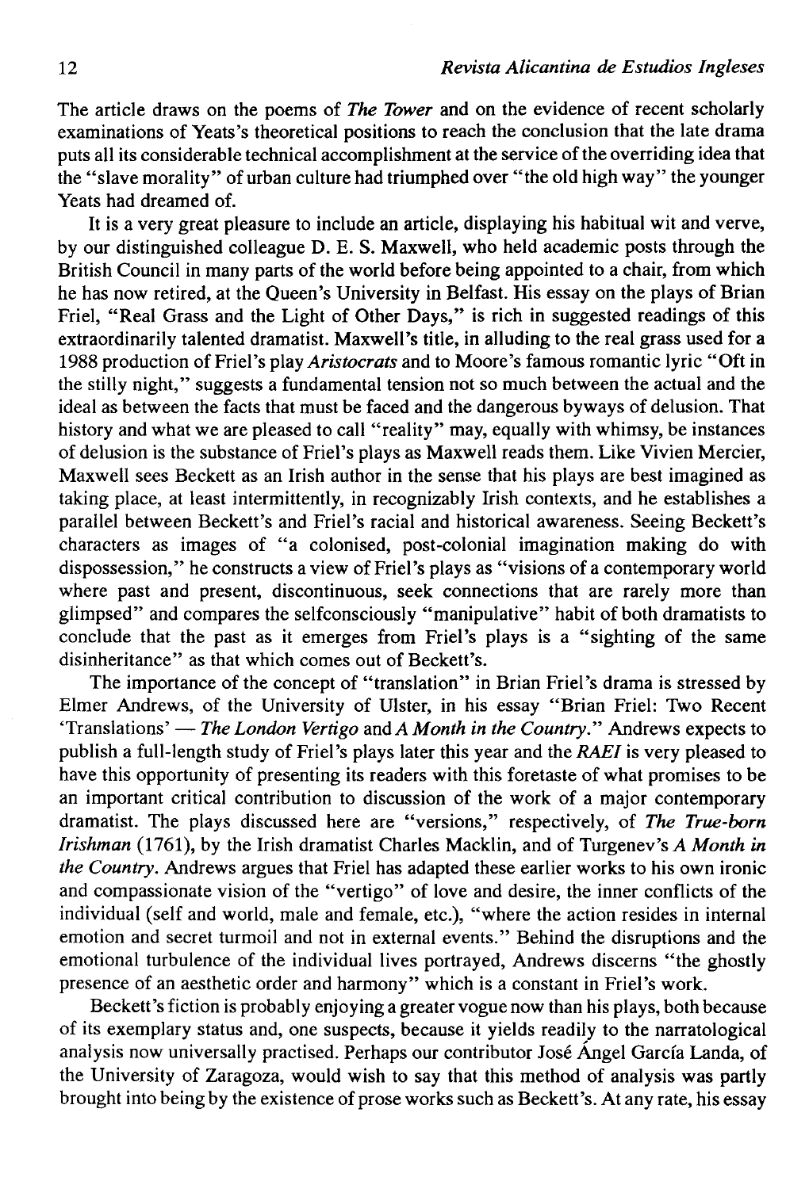The article draws on the poems of *The Tower* and on the evidence of recent scholarly examinations of Yeats's theoretical positions to reach the conclusion that the late drama puts all its considerable technical accomplishment at the service of the overriding idea that the "slave morality" of urban culture had triumphed over "the old high way" the younger Yeats had dreamed of.

It is a very great pleasure to include an article, displaying his habitual wit and verve, by our distinguished colleague D. E. S. Maxwell, who held academic posts through the British Council in many parts of the world before being appointed to a chair, from which he has now retired, at the Queen's University in Belfast. His essay on the plays of Brian Friel, "Real Grass and the Light of Other Days," is rich in suggested readings of this extraordinarily talented dramatist. Maxwell's title, in alluding to the real grass used for a 1988 production of Friel's play *Aristocrats* and to Moore's famous romantic lyric "Oft in the stilly night," suggests a fundamental tension not so much between the actual and the ideal as between the facts that must be faced and the dangerous byways of delusion. That history and what we are pleased to call "reality" may, equally with whimsy, be instances of delusion is the substance of Friel's plays as Maxwell reads them. Like Vivien Mercier, Maxwell sees Beckett as an Irish author in the sense that his plays are best imagined as taking place, at least intermittently, in recognizably Irish contexts, and he establishes a parallel between Beckett's and Friel's racial and historical awareness. Seeing Beckett's characters as images of "a colonised, post-colonial imagination making do with dispossession," he constructs a view of Friel's plays as "visions of a contemporary world where past and present, discontinuous, seek connections that are rarely more than glimpsed" and compares the selfconsciously "manipulative" habit of both dramatists to conclude that the past as it emerges from Friel's plays is a "sighting of the same disinheritance" as that which comes out of Beckett's.

The importance of the concept of "translation" in Brian Friel's drama is stressed by Elmer Andrews, of the University of Ulster, in his essay "Brian Friel: Two Recent 'Translations' — *The London Vertigo* and *A Month in the Country*." Andrews expects to publish a full-length study of Friel's plays later this year and the *RAEI* is very pleased to have this opportunity of presenting its readers with this foretaste of what promises to be an important critical contribution to discussion of the work of a major contemporary dramatist. The plays discussed here are "versions," respectively, of *The True-born Irishman* (1761), by the Irish dramatist Charles Macklin, and of Turgenev's *A Month in the Country*. Andrews argues that Friel has adapted these earlier works to his own ironic and compassionate vision of the "vertigo" of love and desire, the inner conflicts of the individual (self and world, male and female, etc.), "where the action resides in internal emotion and secret turmoil and not in external events." Behind the disruptions and the emotional turbulence of the individual lives portrayed, Andrews discerns "the ghostly presence of an aesthetic order and harmony" which is a constant in Friel's work.

Beckett's fiction is probably enjoying a greater vogue now than his plays, both because of its exemplary status and, one suspects, because it yields readily to the narratological analysis now universally practised. Perhaps our contributor José Ángel García Landa, of the University of Zaragoza, would wish to say that this method of analysis was partly brought into being by the existence of prose works such as Beckett's. At any rate, his essay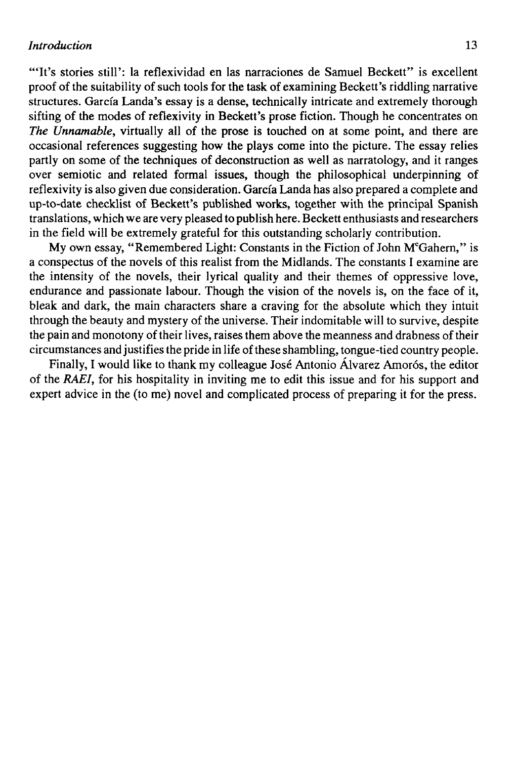"'It's stories still': la reflexividad en las narraciones de Samuel Beckett" is excellent proof of the suitability of such tools for the task of examining Beckett's riddling narrative structures. García Landa's essay is a dense, technically intricate and extremely thorough sifting of the modes of reflexivity in Beckett's prose fiction. Though he concentrates on *The Unnamable*, virtually all of the prose is touched on at some point, and there are occasional references suggesting how the plays come into the picture. The essay relies partly on some of the techniques of deconstruction as well as narratology, and it ranges over semiotic and related formal issues, though the philosophical underpinning of reflexivity is also given due consideration. García Landa has also prepared a complete and up-to-date checklist of Beckett's published works, together with the principal Spanish translations, which we are very pleased to publish here. Beckett enthusiasts and researchers in the field will be extremely grateful for this outstanding scholarly contribution.

My own essay, "Remembered Light: Constants in the Fiction of John McGahern," is a conspectus of the novels of this realist from the Midlands. The constants I examine are the intensity of the novels, their lyrical quality and their themes of oppressive love, endurance and passionate labour. Though the vision of the novels is, on the face of it, bleak and dark, the main characters share a craving for the absolute which they intuit through the beauty and mystery of the universe. Their indomitable will to survive, despite the pain and monotony of their lives, raises them above the meanness and drabness of their circumstances and justifies the pride in life of these shambling, tongue-tied country people.

Finally, I would like to thank my colleague José Antonio Álvarez Amorós, the editor of the *RAEI*, for his hospitality in inviting me to edit this issue and for his support and expert advice in the (to me) novel and complicated process of preparing it for the press.